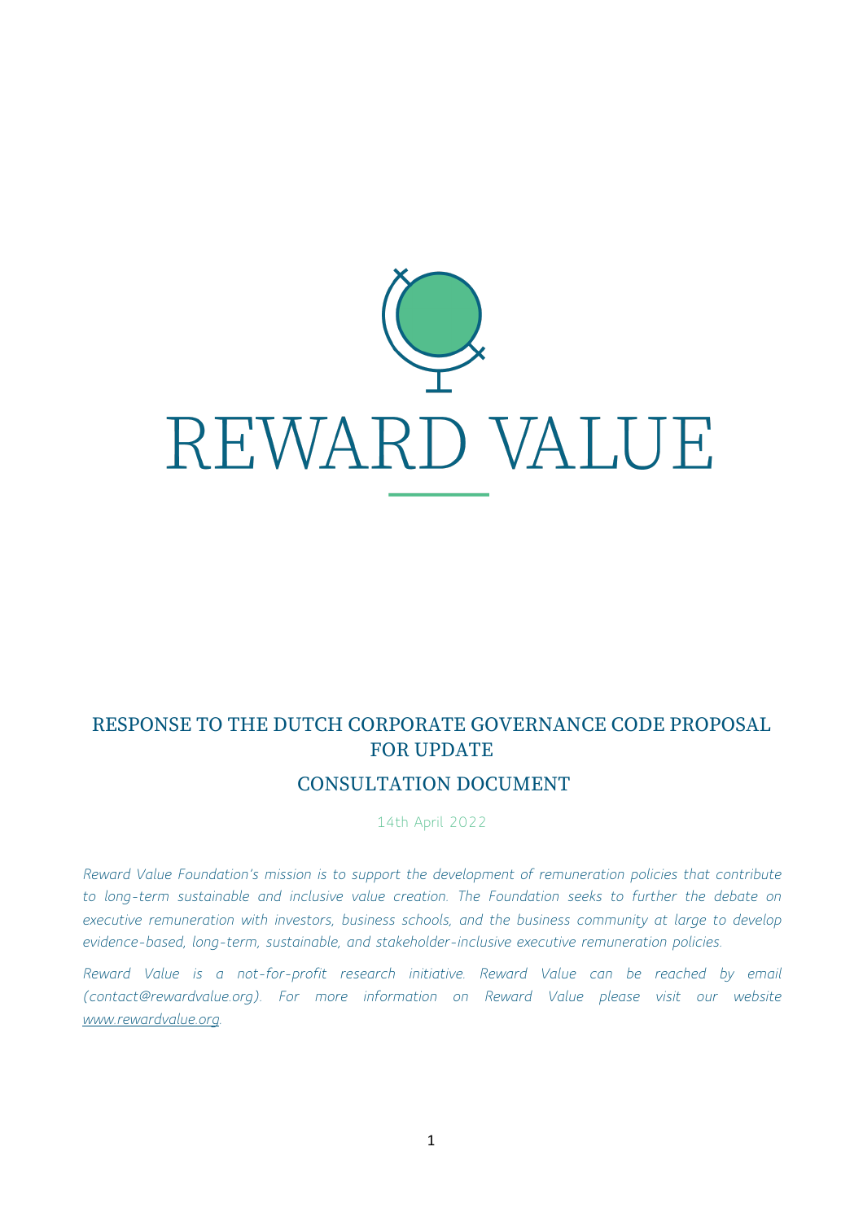# REWARD VALUE

## RESPONSE TO THE DUTCH CORPORATE GOVERNANCE CODE PROPOSAL FOR UPDATE

## CONSULTATION DOCUMENT

14th April 2022

*Reward Value Foundation's mission is to support the development of remuneration policies that contribute to long-term sustainable and inclusive value creation. The Foundation seeks to further the debate on executive remuneration with investors, business schools, and the business community at large to develop evidence-based, long-term, sustainable, and stakeholder-inclusive executive remuneration policies.*

*Reward Value is a not-for-profit research initiative. Reward Value can be reached by email (contact@rewardvalue.org). For more information on Reward Value please visit our website www.rewardvalue.org.*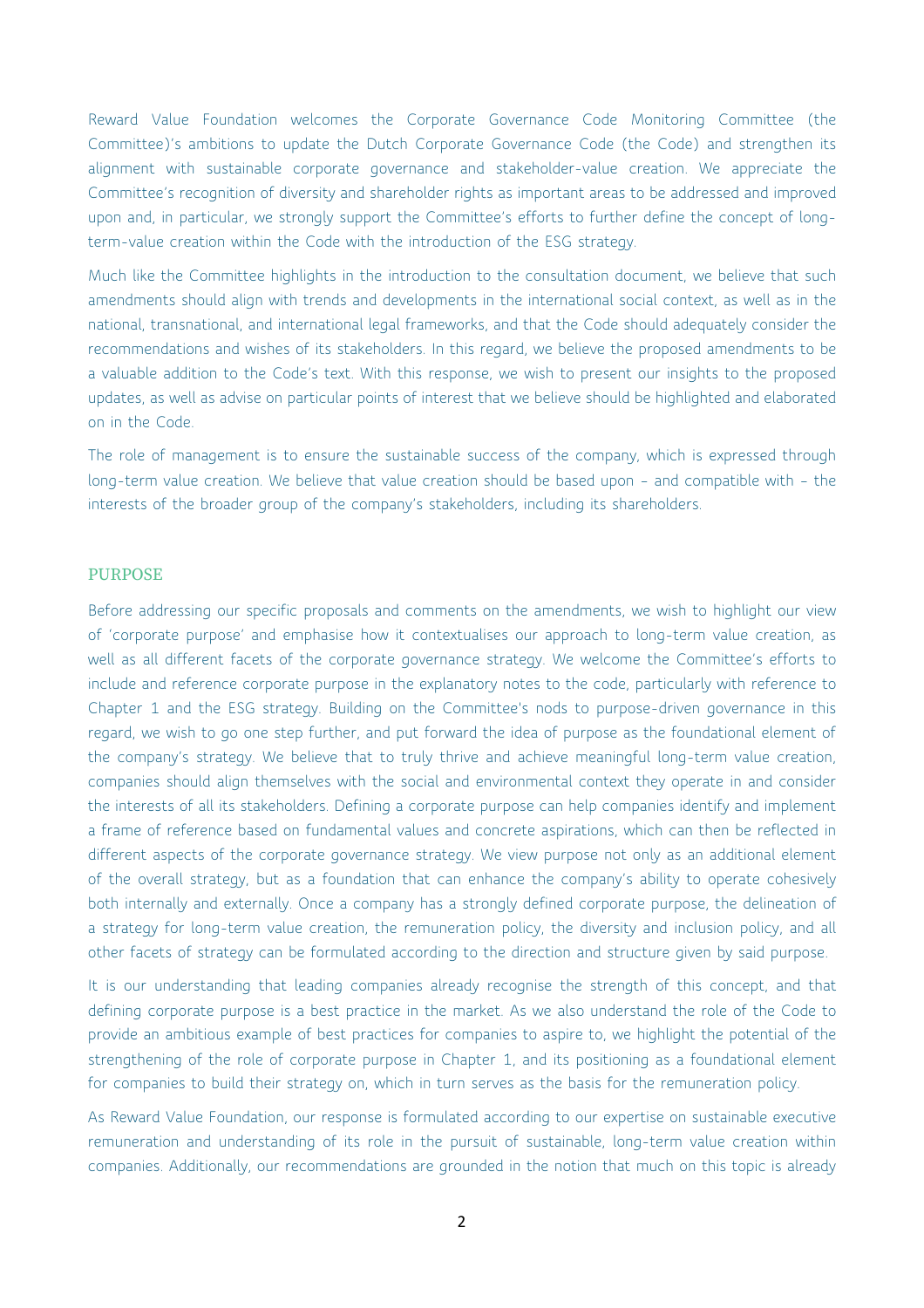Reward Value Foundation welcomes the Corporate Governance Code Monitoring Committee (the Committee)'s ambitions to update the Dutch Corporate Governance Code (the Code) and strengthen its alignment with sustainable corporate governance and stakeholder-value creation. We appreciate the Committee's recognition of diversity and shareholder rights as important areas to be addressed and improved upon and, in particular, we strongly support the Committee's efforts to further define the concept of long-term-value creation within the Code with the introduction of the ESG strategy.

Much like the Committee highlights in the introduction to the consultation document, we believe that such amendments should align with trends and developments in the international social context, as well as in the national, transnational, and international legal frameworks, and that the Code should adequately consider the recommendations and wishes of its stakeholders. In this regard, we believe the proposed amendments to be a valuable addition to the Code's text. With this response, we wish to present our insights to the proposed updates, as well as advise on particular points of interest that we believe should be highlighted and elaborated on in the Code.

The role of management is to ensure the sustainable success of the company, which is expressed through long-term value creation. We believe that value creation should be based upon – and compatible with – the interests of the broader group of the company's stakeholders, including its shareholders.

## PURPOSE

Before addressing our specific proposals and comments on the amendments, we wish to highlight our view of 'corporate purpose' and emphasise how it contextualises our approach to long-term value creation, as well as all different facets of the corporate governance strategy. We welcome the Committee's efforts to include and reference corporate purpose in the explanatory notes to the code, particularly with reference to Chapter 1 and the ESG strategy. Building on the Committee's nods to purpose-driven governance in this regard, we wish to go one step further, and put forward the idea of purpose as the foundational element of the company's strategy. We believe that to truly thrive and achieve meaningful long-term value creation, companies should align themselves with the social and environmental context they operate in and consider the interests of all its stakeholders. Defining a corporate purpose can help companies identify and implement a frame of reference based on fundamental values and concrete aspirations, which can then be reflected in different aspects of the corporate governance strategy. We view purpose not only as an additional element of the overall strategy, but as a foundation that can enhance the company's ability to operate cohesively both internally and externally. Once a company has a strongly defined corporate purpose, the delineation of a strategy for long-term value creation, the remuneration policy, the diversity and inclusion policy, and all other facets of strategy can be formulated according to the direction and structure given by said purpose.

It is our understanding that leading companies already recognise the strength of this concept, and that defining corporate purpose is a best practice in the market. As we also understand the role of the Code to provide an ambitious example of best practices for companies to aspire to, we highlight the potential of the strengthening of the role of corporate purpose in Chapter 1, and its positioning as a foundational element for companies to build their strategy on, which in turn serves as the basis for the remuneration policy.

As Reward Value Foundation, our response is formulated according to our expertise on sustainable executive remuneration and understanding of its role in the pursuit of sustainable, long-term value creation within companies. Additionally, our recommendations are grounded in the notion that much on this topic is already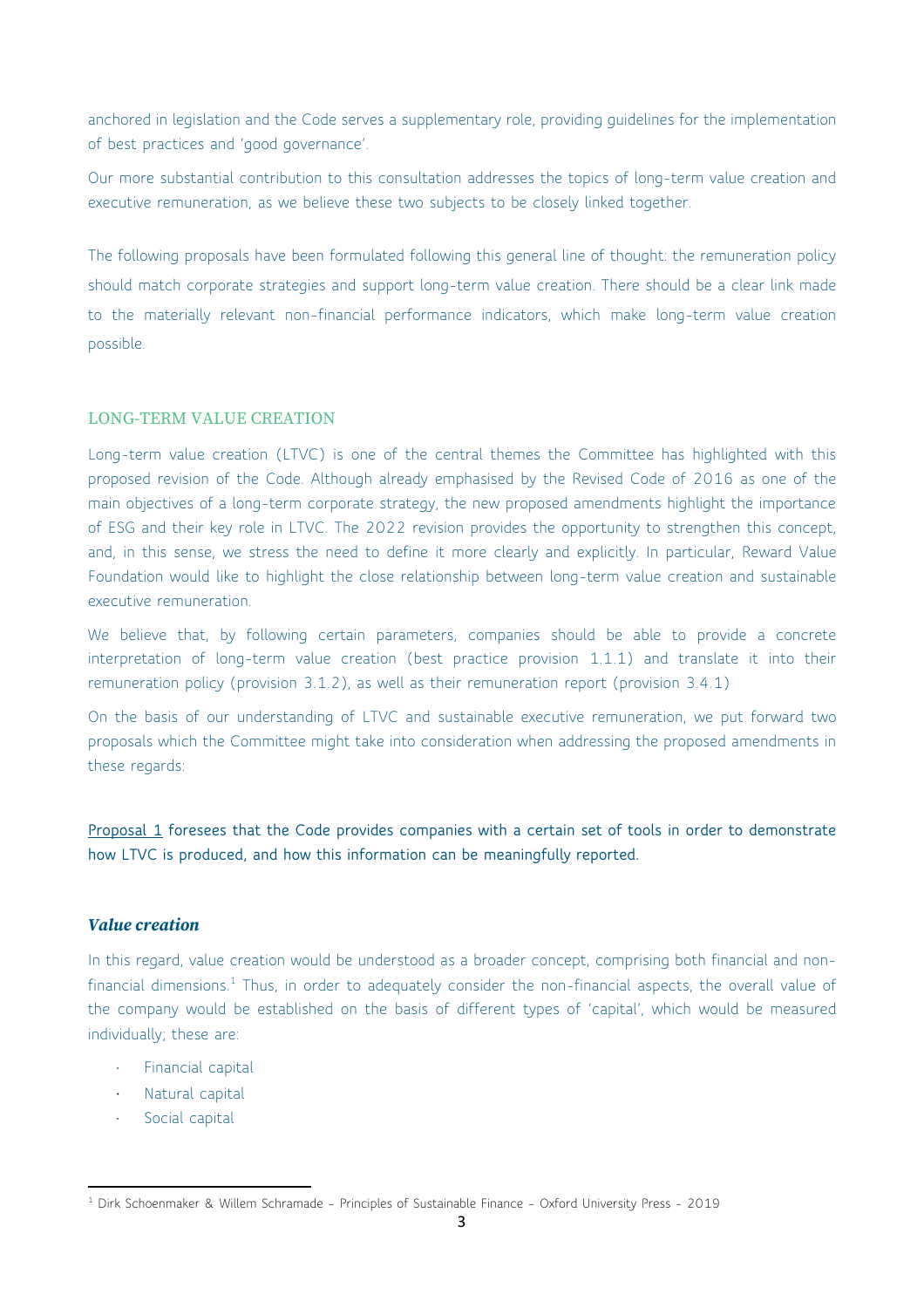anchored in legislation and the Code serves a supplementary role, providing guidelines for the implementation of best practices and 'good governance'.

Our more substantial contribution to this consultation addresses the topics of long-term value creation and executive remuneration, as we believe these two subjects to be closely linked together.

The following proposals have been formulated following this general line of thought: the remuneration policy should match corporate strategies and support long-term value creation. There should be a clear link made to the materially relevant non-financial performance indicators, which make long-term value creation possible.

## LONG-TERM VALUE CREATION

Long-term value creation (LTVC) is one of the central themes the Committee has highlighted with this proposed revision of the Code. Although already emphasised by the Revised Code of 2016 as one of the main objectives of a long-term corporate strategy, the new proposed amendments highlight the importance of ESG and their key role in LTVC. The 2022 revision provides the opportunity to strengthen this concept, and, in this sense, we stress the need to define it more clearly and explicitly. In particular, Reward Value Foundation would like to highlight the close relationship between long-term value creation and sustainable executive remuneration.

We believe that, by following certain parameters, companies should be able to provide a concrete interpretation of long-term value creation (best practice provision 1.1.1) and translate it into their remuneration policy (provision 3.1.2), as well as their remuneration report (provision 3.4.1)

On the basis of our understanding of LTVC and sustainable executive remuneration, we put forward two proposals which the Committee might take into consideration when addressing the proposed amendments in these regards:

Proposal 1 foresees that the Code provides companies with a certain set of tools in order to demonstrate how LTVC is produced, and how this information can be meaningfully reported.

### *Value creation*

In this regard, value creation would be understood as a broader concept, comprising both financial and non-financial dimensions.[1] Thus, in order to adequately consider the non-financial aspects, the overall value of the company would be established on the basis of different types of 'capital', which would be measured individually; these are:

- Financial capital
- Natural capital
- Social capital

[1] Dirk Schoenmaker & Willem Schramade – Principles of Sustainable Finance – Oxford University Press – 2019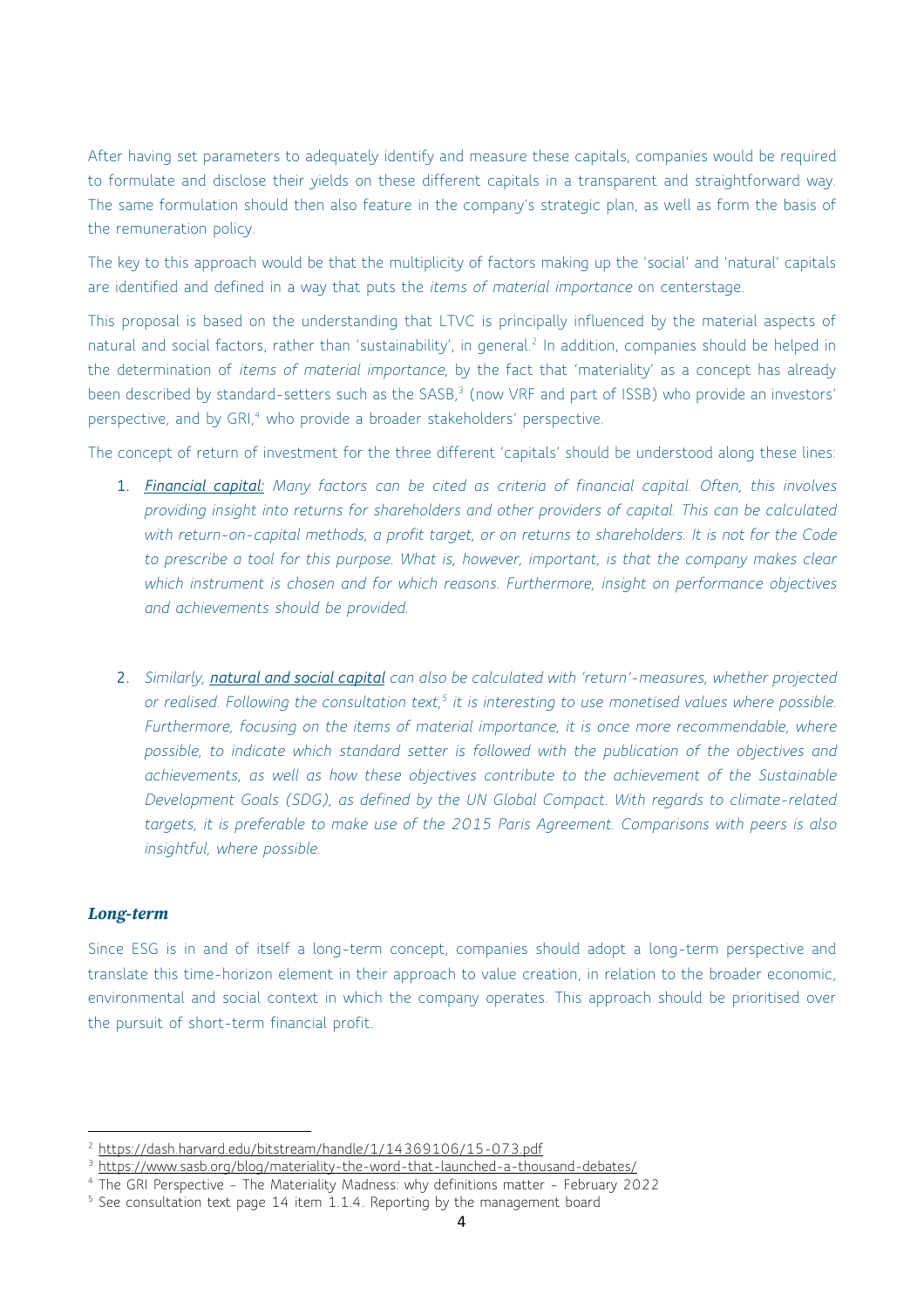After having set parameters to adequately identify and measure these capitals, companies would be required to formulate and disclose their yields on these different capitals in a transparent and straightforward way. The same formulation should then also feature in the company's strategic plan, as well as form the basis of the remuneration policy.

The key to this approach would be that the multiplicity of factors making up the 'social' and 'natural' capitals are identified and defined in a way that puts the *items of material importance* on centerstage.

This proposal is based on the understanding that LTVC is principally influenced by the material aspects of natural and social factors, rather than 'sustainability', in general.[2] In addition, companies should be helped in the determination of *items of material importance*, by the fact that 'materiality' as a concept has already been described by standard-setters such as the SASB,[3] (now VRF and part of ISSB) who provide an investors' perspective, and by GRI,[4] who provide a broader stakeholders' perspective.

The concept of return of investment for the three different 'capitals' should be understood along these lines:

1. ***Financial capital:*** *Many factors can be cited as criteria of financial capital. Often, this involves providing insight into returns for shareholders and other providers of capital. This can be calculated with return-on-capital methods, a profit target, or on returns to shareholders. It is not for the Code to prescribe a tool for this purpose. What is, however, important, is that the company makes clear which instrument is chosen and for which reasons. Furthermore, insight on performance objectives and achievements should be provided.*

2. *Similarly,* ***natural and social capital*** *can also be calculated with 'return'-measures, whether projected or realised. Following the consultation text,[5] it is interesting to use monetised values where possible. Furthermore, focusing on the items of material importance, it is once more recommendable, where possible, to indicate which standard setter is followed with the publication of the objectives and achievements, as well as how these objectives contribute to the achievement of the Sustainable Development Goals (SDG), as defined by the UN Global Compact. With regards to climate-related targets, it is preferable to make use of the 2015 Paris Agreement. Comparisons with peers is also insightful, where possible.*

### *Long-term*

Since ESG is in and of itself a long-term concept, companies should adopt a long-term perspective and translate this time-horizon element in their approach to value creation, in relation to the broader economic, environmental and social context in which the company operates. This approach should be prioritised over the pursuit of short-term financial profit.

---

[2] https://dash.harvard.edu/bitstream/handle/1/14369106/15-073.pdf

[3] https://www.sasb.org/blog/materiality-the-word-that-launched-a-thousand-debates/

[4] The GRI Perspective – The Materiality Madness: why definitions matter – February 2022

[5] See consultation text page 14 item 1.1.4. Reporting by the management board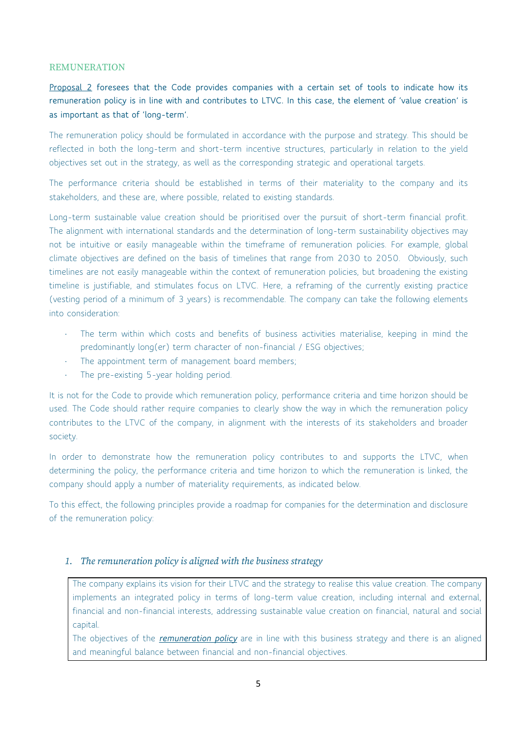## REMUNERATION

Proposal 2 foresees that the Code provides companies with a certain set of tools to indicate how its remuneration policy is in line with and contributes to LTVC. In this case, the element of 'value creation' is as important as that of 'long-term'.

The remuneration policy should be formulated in accordance with the purpose and strategy. This should be reflected in both the long-term and short-term incentive structures, particularly in relation to the yield objectives set out in the strategy, as well as the corresponding strategic and operational targets.

The performance criteria should be established in terms of their materiality to the company and its stakeholders, and these are, where possible, related to existing standards.

Long-term sustainable value creation should be prioritised over the pursuit of short-term financial profit. The alignment with international standards and the determination of long-term sustainability objectives may not be intuitive or easily manageable within the timeframe of remuneration policies. For example, global climate objectives are defined on the basis of timelines that range from 2030 to 2050. Obviously, such timelines are not easily manageable within the context of remuneration policies, but broadening the existing timeline is justifiable, and stimulates focus on LTVC. Here, a reframing of the currently existing practice (vesting period of a minimum of 3 years) is recommendable. The company can take the following elements into consideration:

- The term within which costs and benefits of business activities materialise, keeping in mind the predominantly long(er) term character of non-financial / ESG objectives;
- The appointment term of management board members;
- The pre-existing 5-year holding period.

It is not for the Code to provide which remuneration policy, performance criteria and time horizon should be used. The Code should rather require companies to clearly show the way in which the remuneration policy contributes to the LTVC of the company, in alignment with the interests of its stakeholders and broader society.

In order to demonstrate how the remuneration policy contributes to and supports the LTVC, when determining the policy, the performance criteria and time horizon to which the remuneration is linked, the company should apply a number of materiality requirements, as indicated below.

To this effect, the following principles provide a roadmap for companies for the determination and disclosure of the remuneration policy:

### *1. The remuneration policy is aligned with the business strategy*

The company explains its vision for their LTVC and the strategy to realise this value creation. The company implements an integrated policy in terms of long-term value creation, including internal and external, financial and non-financial interests, addressing sustainable value creation on financial, natural and social capital.

The objectives of the *remuneration policy* are in line with this business strategy and there is an aligned and meaningful balance between financial and non-financial objectives.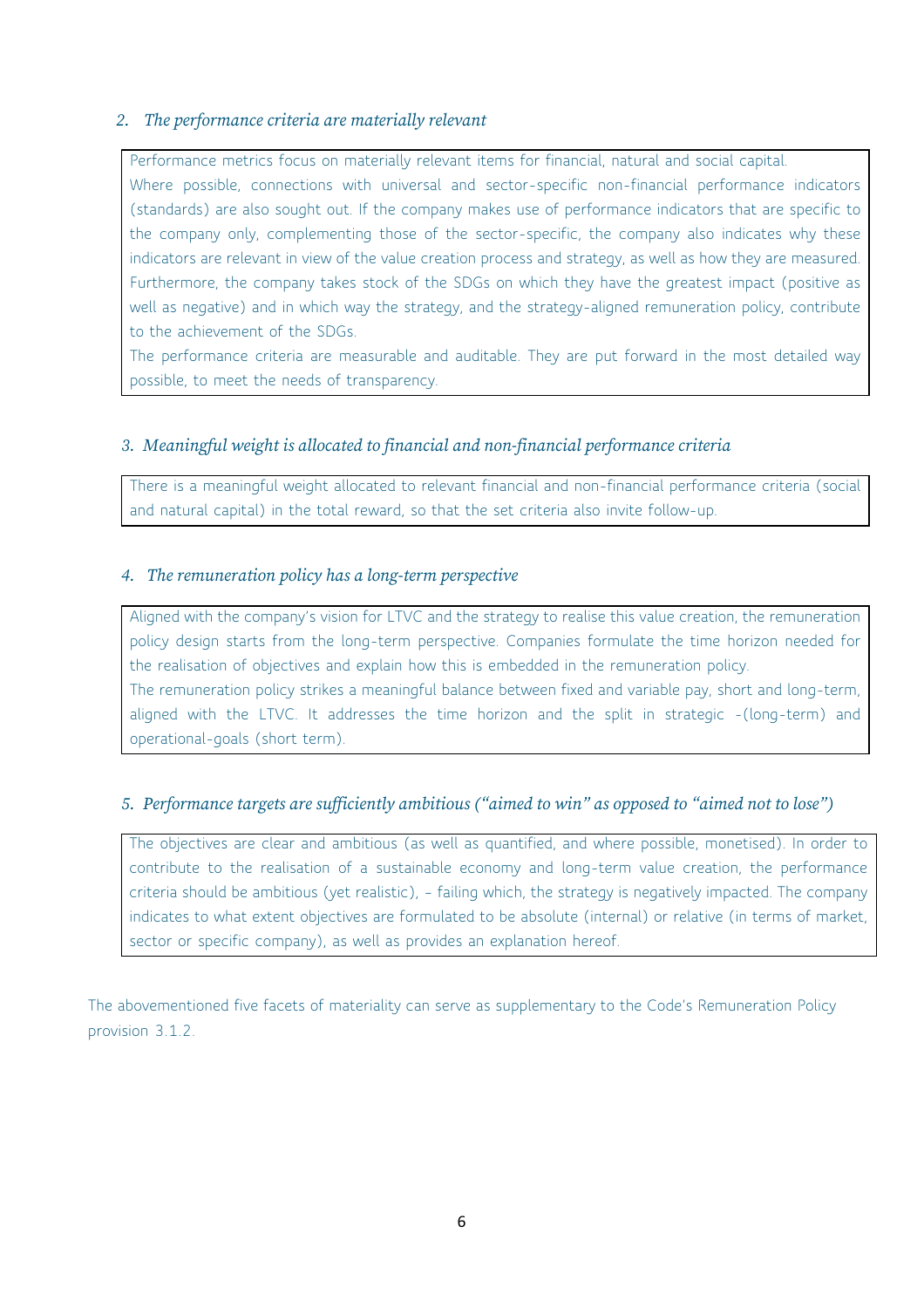### *2. The performance criteria are materially relevant*

Performance metrics focus on materially relevant items for financial, natural and social capital.
Where possible, connections with universal and sector-specific non-financial performance indicators (standards) are also sought out. If the company makes use of performance indicators that are specific to the company only, complementing those of the sector-specific, the company also indicates why these indicators are relevant in view of the value creation process and strategy, as well as how they are measured.
Furthermore, the company takes stock of the SDGs on which they have the greatest impact (positive as well as negative) and in which way the strategy, and the strategy-aligned remuneration policy, contribute to the achievement of the SDGs.
The performance criteria are measurable and auditable. They are put forward in the most detailed way possible, to meet the needs of transparency.

### *3. Meaningful weight is allocated to financial and non-financial performance criteria*

There is a meaningful weight allocated to relevant financial and non-financial performance criteria (social and natural capital) in the total reward, so that the set criteria also invite follow-up.

### *4. The remuneration policy has a long-term perspective*

Aligned with the company's vision for LTVC and the strategy to realise this value creation, the remuneration policy design starts from the long-term perspective. Companies formulate the time horizon needed for the realisation of objectives and explain how this is embedded in the remuneration policy.
The remuneration policy strikes a meaningful balance between fixed and variable pay, short and long-term, aligned with the LTVC. It addresses the time horizon and the split in strategic -(long-term) and operational-goals (short term).

### *5. Performance targets are sufficiently ambitious ("aimed to win" as opposed to "aimed not to lose")*

The objectives are clear and ambitious (as well as quantified, and where possible, monetised). In order to contribute to the realisation of a sustainable economy and long-term value creation, the performance criteria should be ambitious (yet realistic), – failing which, the strategy is negatively impacted. The company indicates to what extent objectives are formulated to be absolute (internal) or relative (in terms of market, sector or specific company), as well as provides an explanation hereof.

The abovementioned five facets of materiality can serve as supplementary to the Code's Remuneration Policy provision 3.1.2.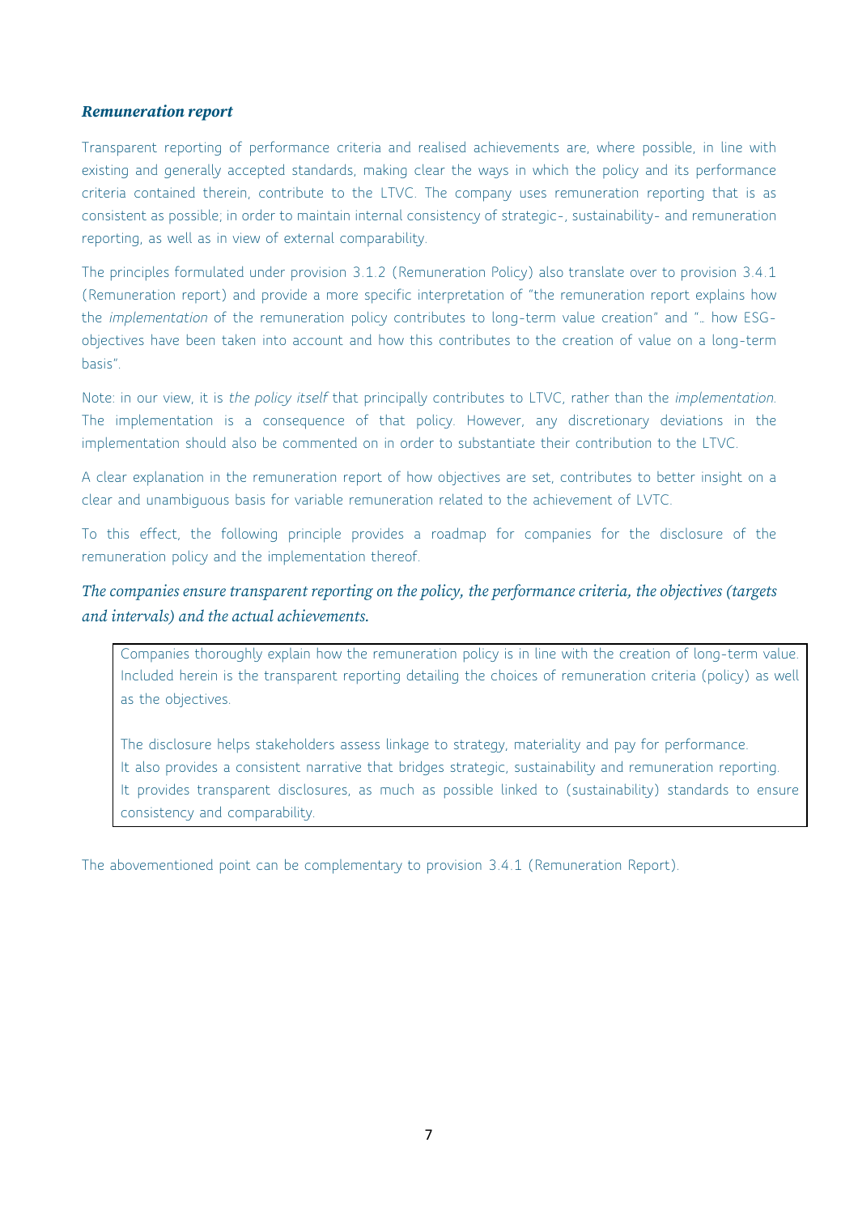### ***Remuneration report***

Transparent reporting of performance criteria and realised achievements are, where possible, in line with existing and generally accepted standards, making clear the ways in which the policy and its performance criteria contained therein, contribute to the LTVC. The company uses remuneration reporting that is as consistent as possible; in order to maintain internal consistency of strategic-, sustainability- and remuneration reporting, as well as in view of external comparability.

The principles formulated under provision 3.1.2 (Remuneration Policy) also translate over to provision 3.4.1 (Remuneration report) and provide a more specific interpretation of "the remuneration report explains how the *implementation* of the remuneration policy contributes to long-term value creation" and ".. how ESG-objectives have been taken into account and how this contributes to the creation of value on a long-term basis".

Note: in our view, it is *the policy itself* that principally contributes to LTVC, rather than the *implementation*. The implementation is a consequence of that policy. However, any discretionary deviations in the implementation should also be commented on in order to substantiate their contribution to the LTVC.

A clear explanation in the remuneration report of how objectives are set, contributes to better insight on a clear and unambiguous basis for variable remuneration related to the achievement of LVTC.

To this effect, the following principle provides a roadmap for companies for the disclosure of the remuneration policy and the implementation thereof.

*The companies ensure transparent reporting on the policy, the performance criteria, the objectives (targets and intervals) and the actual achievements.*

> Companies thoroughly explain how the remuneration policy is in line with the creation of long-term value. Included herein is the transparent reporting detailing the choices of remuneration criteria (policy) as well as the objectives.
>
> The disclosure helps stakeholders assess linkage to strategy, materiality and pay for performance.
> It also provides a consistent narrative that bridges strategic, sustainability and remuneration reporting.
> It provides transparent disclosures, as much as possible linked to (sustainability) standards to ensure consistency and comparability.

The abovementioned point can be complementary to provision 3.4.1 (Remuneration Report).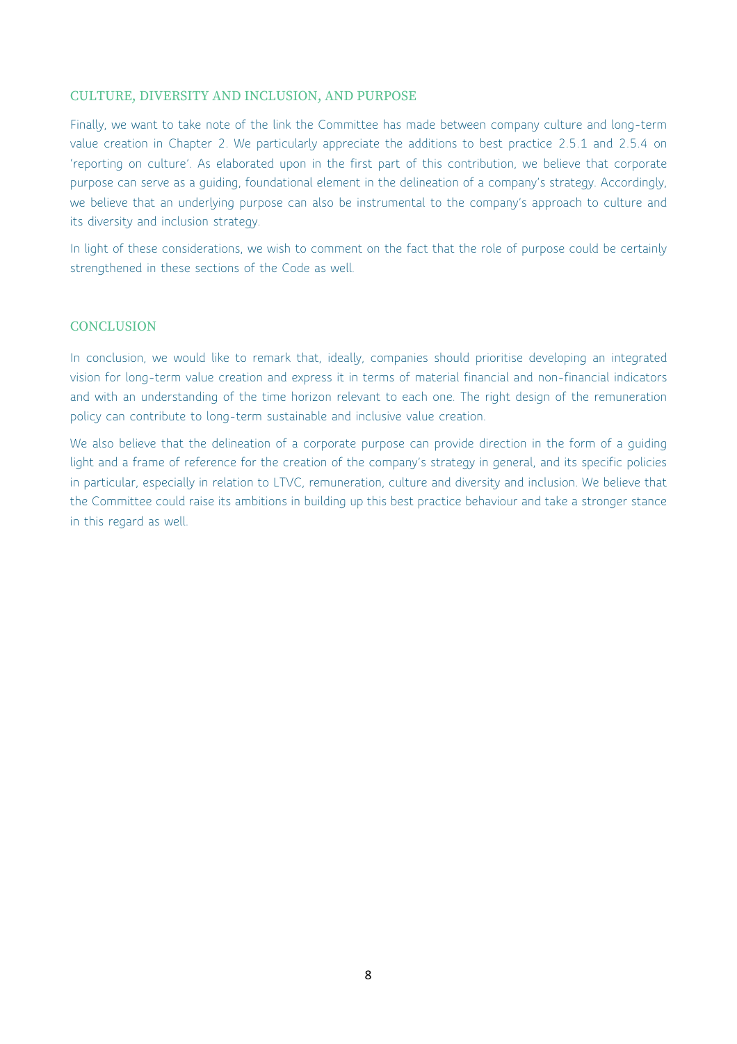## CULTURE, DIVERSITY AND INCLUSION, AND PURPOSE

Finally, we want to take note of the link the Committee has made between company culture and long-term value creation in Chapter 2. We particularly appreciate the additions to best practice 2.5.1 and 2.5.4 on 'reporting on culture'. As elaborated upon in the first part of this contribution, we believe that corporate purpose can serve as a guiding, foundational element in the delineation of a company's strategy. Accordingly, we believe that an underlying purpose can also be instrumental to the company's approach to culture and its diversity and inclusion strategy.

In light of these considerations, we wish to comment on the fact that the role of purpose could be certainly strengthened in these sections of the Code as well.

## CONCLUSION

In conclusion, we would like to remark that, ideally, companies should prioritise developing an integrated vision for long-term value creation and express it in terms of material financial and non-financial indicators and with an understanding of the time horizon relevant to each one. The right design of the remuneration policy can contribute to long-term sustainable and inclusive value creation.

We also believe that the delineation of a corporate purpose can provide direction in the form of a guiding light and a frame of reference for the creation of the company's strategy in general, and its specific policies in particular, especially in relation to LTVC, remuneration, culture and diversity and inclusion. We believe that the Committee could raise its ambitions in building up this best practice behaviour and take a stronger stance in this regard as well.